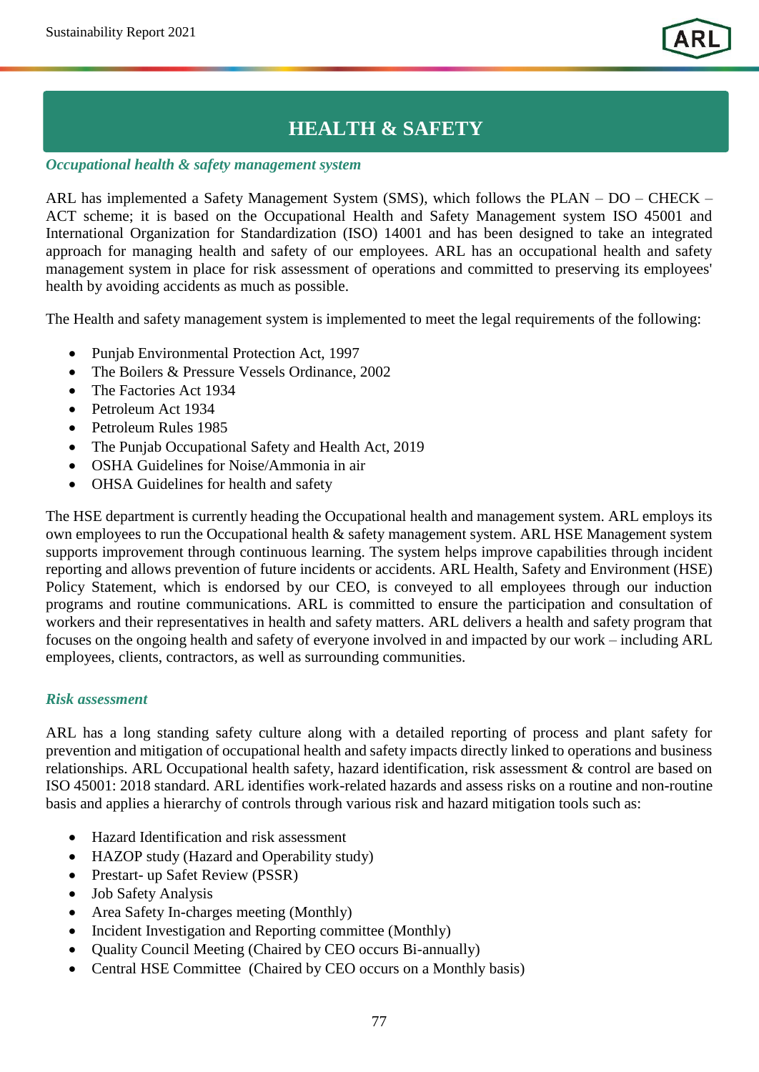## HEALTH & SAFETY

### *Occupational health & safety management system*

ARL has implemented a Safety Management System (SMS), which follows the PLAN – DO – CHECK – ACT scheme; it is based on the Occupational Health and Safety Management system ISO 45001 and International Organization for Standardization (ISO) 14001 and has been designed to take an integrated approach for managing health and safety of our employees. ARL has an occupational health and safety management system in place for risk assessment of operations and committed to preserving its employees' health by avoiding accidents as much as possible.

The Health and safety management system is implemented to meet the legal requirements of the following:

- Punjab Environmental Protection Act, 1997
- The Boilers & Pressure Vessels Ordinance, 2002
- The Factories Act 1934
- Petroleum Act 1934
- Petroleum Rules 1985
- The Punjab Occupational Safety and Health Act, 2019
- OSHA Guidelines for Noise/Ammonia in air
- OHSA Guidelines for health and safety

The HSE department is currently heading the Occupational health and management system. ARL employs its own employees to run the Occupational health & safety management system. ARL HSE Management system supports improvement through continuous learning. The system helps improve capabilities through incident reporting and allows prevention of future incidents or accidents. ARL Health, Safety and Environment (HSE) Policy Statement, which is endorsed by our CEO, is conveyed to all employees through our induction programs and routine communications. ARL is committed to ensure the participation and consultation of workers and their representatives in health and safety matters. ARL delivers a health and safety program that focuses on the ongoing health and safety of everyone involved in and impacted by our work – including ARL employees, clients, contractors, as well as surrounding communities.

### *Risk assessment*

ARL has a long standing safety culture along with a detailed reporting of process and plant safety for prevention and mitigation of occupational health and safety impacts directly linked to operations and business relationships. ARL Occupational health safety, hazard identification, risk assessment & control are based on ISO 45001: 2018 standard. ARL identifies work-related hazards and assess risks on a routine and non-routine basis and applies a hierarchy of controls through various risk and hazard mitigation tools such as:

- Hazard Identification and risk assessment
- HAZOP study (Hazard and Operability study)
- Prestart- up Safet Review (PSSR)
- Job Safety Analysis
- Area Safety In-charges meeting (Monthly)
- Incident Investigation and Reporting committee (Monthly)
- Quality Council Meeting (Chaired by CEO occurs Bi-annually)
- Central HSE Committee (Chaired by CEO occurs on a Monthly basis)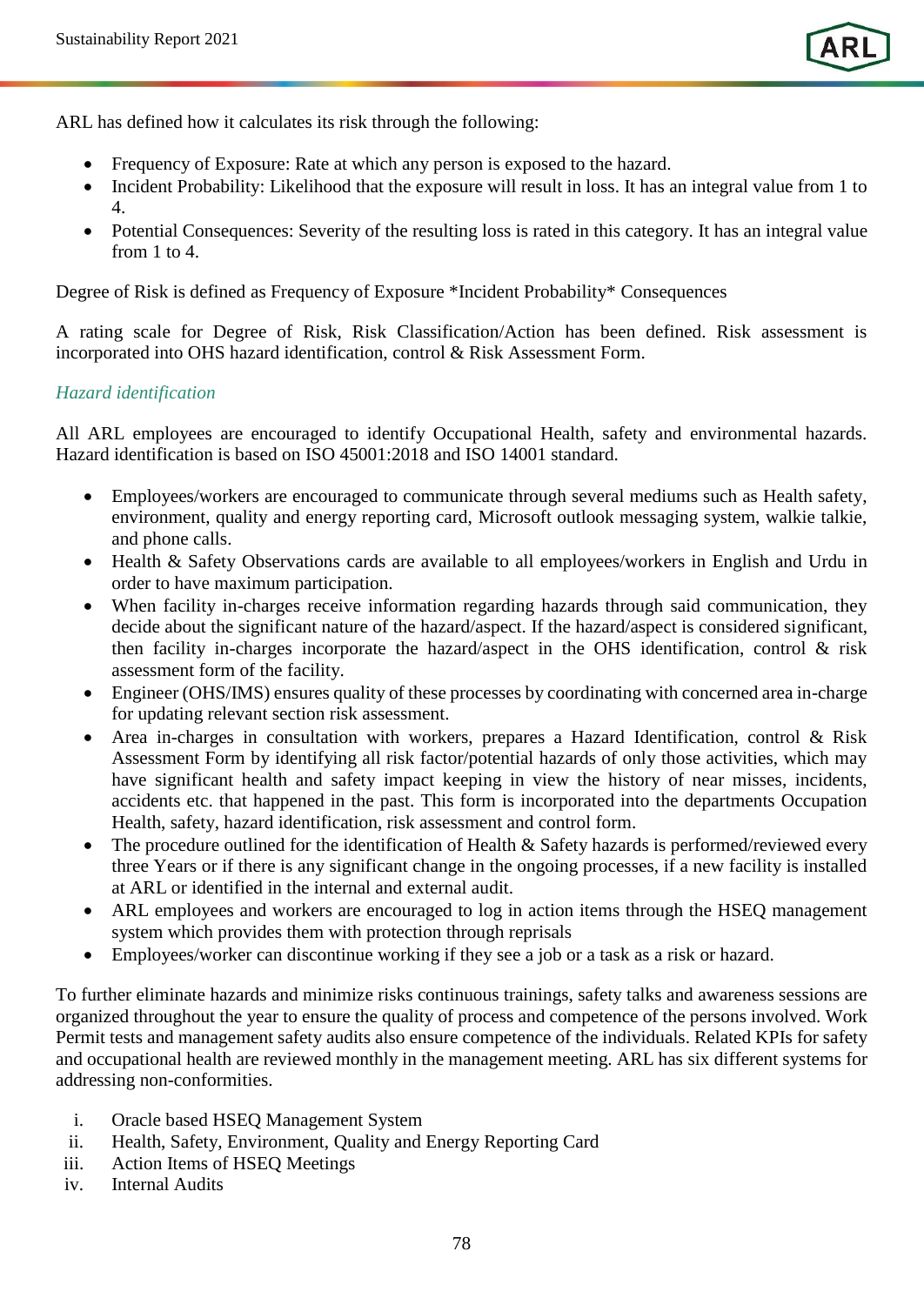ARL has defined how it calculates its risk through the following:

- Frequency of Exposure: Rate at which any person is exposed to the hazard.
- Incident Probability: Likelihood that the exposure will result in loss. It has an integral value from 1 to 4.
- Potential Consequences: Severity of the resulting loss is rated in this category. It has an integral value from 1 to 4.

Degree of Risk is defined as Frequency of Exposure *Incident Probability* Consequences

A rating scale for Degree of Risk, Risk Classification/Action has been defined. Risk assessment is incorporated into OHS hazard identification, control & Risk Assessment Form.

### *Hazard identification*

All ARL employees are encouraged to identify Occupational Health, safety and environmental hazards. Hazard identification is based on ISO 45001:2018 and ISO 14001 standard.

- Employees/workers are encouraged to communicate through several mediums such as Health safety, environment, quality and energy reporting card, Microsoft outlook messaging system, walkie talkie, and phone calls.
- Health & Safety Observations cards are available to all employees/workers in English and Urdu in order to have maximum participation.
- When facility in-charges receive information regarding hazards through said communication, they decide about the significant nature of the hazard/aspect. If the hazard/aspect is considered significant, then facility in-charges incorporate the hazard/aspect in the OHS identification, control & risk assessment form of the facility.
- Engineer (OHS/IMS) ensures quality of these processes by coordinating with concerned area in-charge for updating relevant section risk assessment.
- Area in-charges in consultation with workers, prepares a Hazard Identification, control & Risk Assessment Form by identifying all risk factor/potential hazards of only those activities, which may have significant health and safety impact keeping in view the history of near misses, incidents, accidents etc. that happened in the past. This form is incorporated into the departments Occupation Health, safety, hazard identification, risk assessment and control form.
- The procedure outlined for the identification of Health & Safety hazards is performed/reviewed every three Years or if there is any significant change in the ongoing processes, if a new facility is installed at ARL or identified in the internal and external audit.
- ARL employees and workers are encouraged to log in action items through the HSEQ management system which provides them with protection through reprisals
- Employees/worker can discontinue working if they see a job or a task as a risk or hazard.

To further eliminate hazards and minimize risks continuous trainings, safety talks and awareness sessions are organized throughout the year to ensure the quality of process and competence of the persons involved. Work Permit tests and management safety audits also ensure competence of the individuals. Related KPIs for safety and occupational health are reviewed monthly in the management meeting. ARL has six different systems for addressing non-conformities.

i. Oracle based HSEQ Management System
ii. Health, Safety, Environment, Quality and Energy Reporting Card
iii. Action Items of HSEQ Meetings
iv. Internal Audits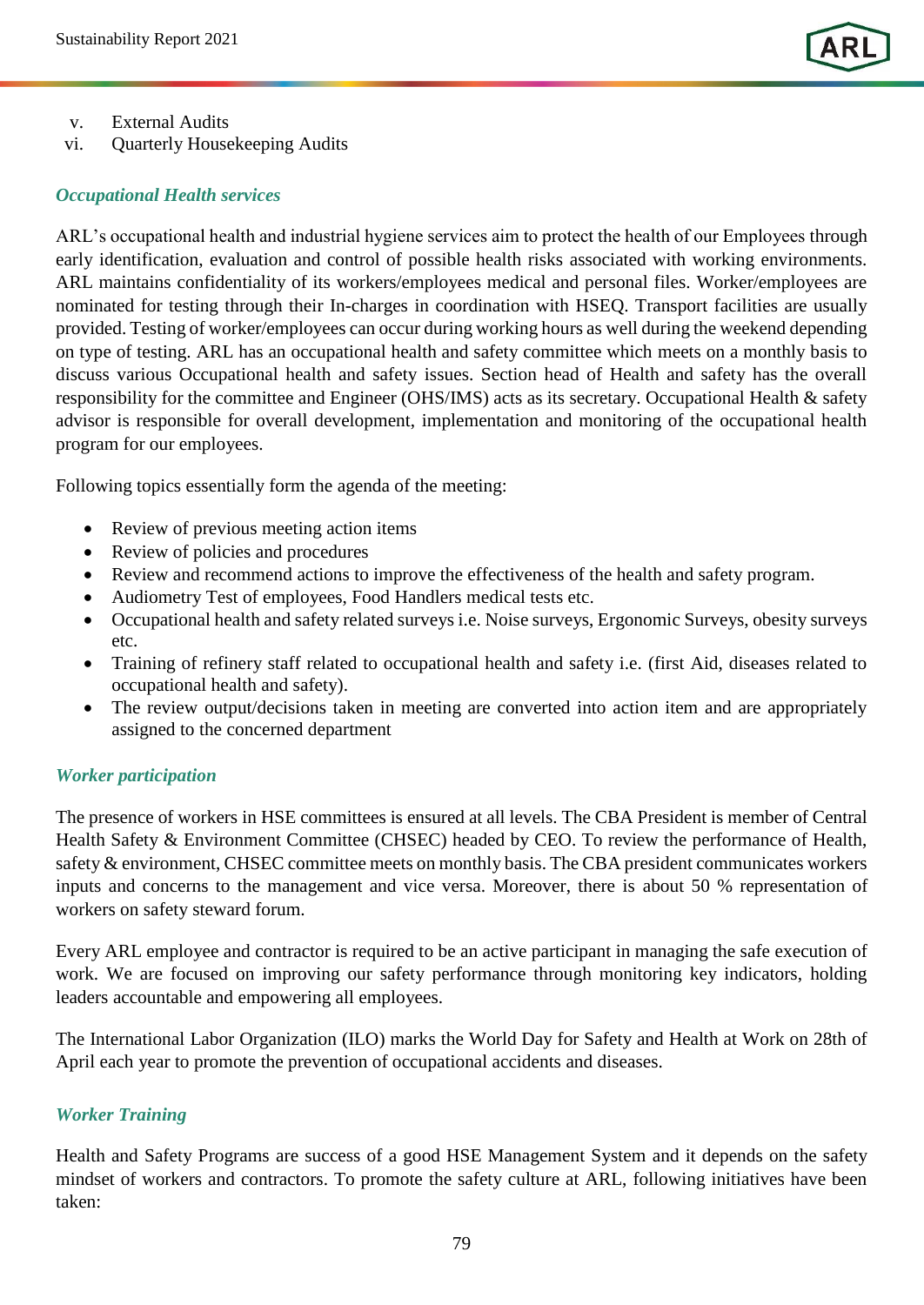v. External Audits
vi. Quarterly Housekeeping Audits

### *Occupational Health services*

ARL's occupational health and industrial hygiene services aim to protect the health of our Employees through early identification, evaluation and control of possible health risks associated with working environments. ARL maintains confidentiality of its workers/employees medical and personal files. Worker/employees are nominated for testing through their In-charges in coordination with HSEQ. Transport facilities are usually provided. Testing of worker/employees can occur during working hours as well during the weekend depending on type of testing. ARL has an occupational health and safety committee which meets on a monthly basis to discuss various Occupational health and safety issues. Section head of Health and safety has the overall responsibility for the committee and Engineer (OHS/IMS) acts as its secretary. Occupational Health & safety advisor is responsible for overall development, implementation and monitoring of the occupational health program for our employees.

Following topics essentially form the agenda of the meeting:

- Review of previous meeting action items
- Review of policies and procedures
- Review and recommend actions to improve the effectiveness of the health and safety program.
- Audiometry Test of employees, Food Handlers medical tests etc.
- Occupational health and safety related surveys i.e. Noise surveys, Ergonomic Surveys, obesity surveys etc.
- Training of refinery staff related to occupational health and safety i.e. (first Aid, diseases related to occupational health and safety).
- The review output/decisions taken in meeting are converted into action item and are appropriately assigned to the concerned department

### *Worker participation*

The presence of workers in HSE committees is ensured at all levels. The CBA President is member of Central Health Safety & Environment Committee (CHSEC) headed by CEO. To review the performance of Health, safety & environment, CHSEC committee meets on monthly basis. The CBA president communicates workers inputs and concerns to the management and vice versa. Moreover, there is about 50 % representation of workers on safety steward forum.

Every ARL employee and contractor is required to be an active participant in managing the safe execution of work. We are focused on improving our safety performance through monitoring key indicators, holding leaders accountable and empowering all employees.

The International Labor Organization (ILO) marks the World Day for Safety and Health at Work on 28th of April each year to promote the prevention of occupational accidents and diseases.

### *Worker Training*

Health and Safety Programs are success of a good HSE Management System and it depends on the safety mindset of workers and contractors. To promote the safety culture at ARL, following initiatives have been taken: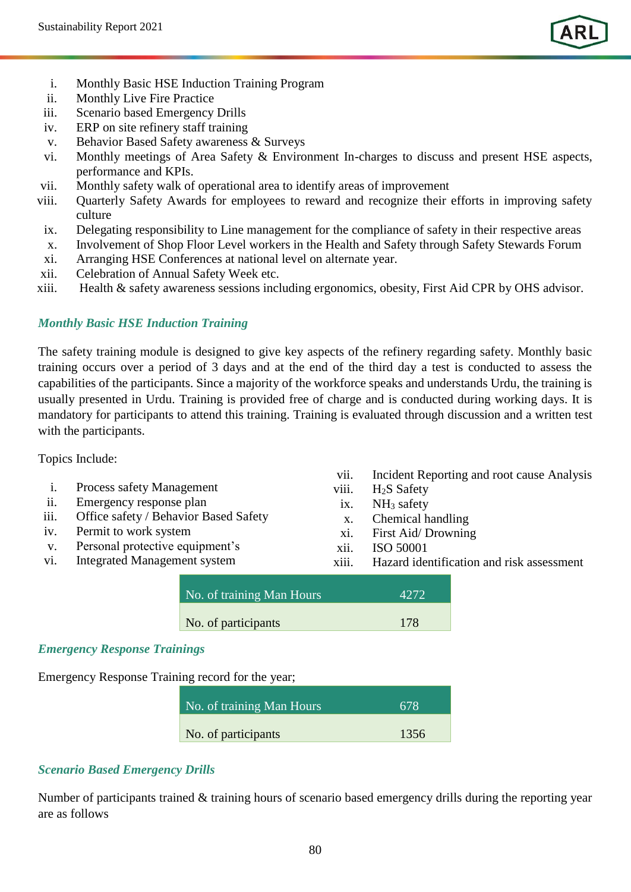i. Monthly Basic HSE Induction Training Program
ii. Monthly Live Fire Practice
iii. Scenario based Emergency Drills
iv. ERP on site refinery staff training
v. Behavior Based Safety awareness & Surveys
vi. Monthly meetings of Area Safety & Environment In-charges to discuss and present HSE aspects, performance and KPIs.
vii. Monthly safety walk of operational area to identify areas of improvement
viii. Quarterly Safety Awards for employees to reward and recognize their efforts in improving safety culture
ix. Delegating responsibility to Line management for the compliance of safety in their respective areas
x. Involvement of Shop Floor Level workers in the Health and Safety through Safety Stewards Forum
xi. Arranging HSE Conferences at national level on alternate year.
xii. Celebration of Annual Safety Week etc.
xiii. Health & safety awareness sessions including ergonomics, obesity, First Aid CPR by OHS advisor.

### *Monthly Basic HSE Induction Training*

The safety training module is designed to give key aspects of the refinery regarding safety. Monthly basic training occurs over a period of 3 days and at the end of the third day a test is conducted to assess the capabilities of the participants. Since a majority of the workforce speaks and understands Urdu, the training is usually presented in Urdu. Training is provided free of charge and is conducted during working days. It is mandatory for participants to attend this training. Training is evaluated through discussion and a written test with the participants.

Topics Include:

i. Process safety Management
ii. Emergency response plan
iii. Office safety / Behavior Based Safety
iv. Permit to work system
v. Personal protective equipment's
vi. Integrated Management system
vii. Incident Reporting and root cause Analysis
viii. $H_2S$ Safety
ix. $NH_3$ safety
x. Chemical handling
xi. First Aid/ Drowning
xii. ISO 50001
xiii. Hazard identification and risk assessment

| No. of training Man Hours | 4272 |
|---|---|
| No. of participants | 178 |

### *Emergency Response Trainings*

Emergency Response Training record for the year;

| No. of training Man Hours | 678 |
|---|---|
| No. of participants | 1356 |

### *Scenario Based Emergency Drills*

Number of participants trained & training hours of scenario based emergency drills during the reporting year are as follows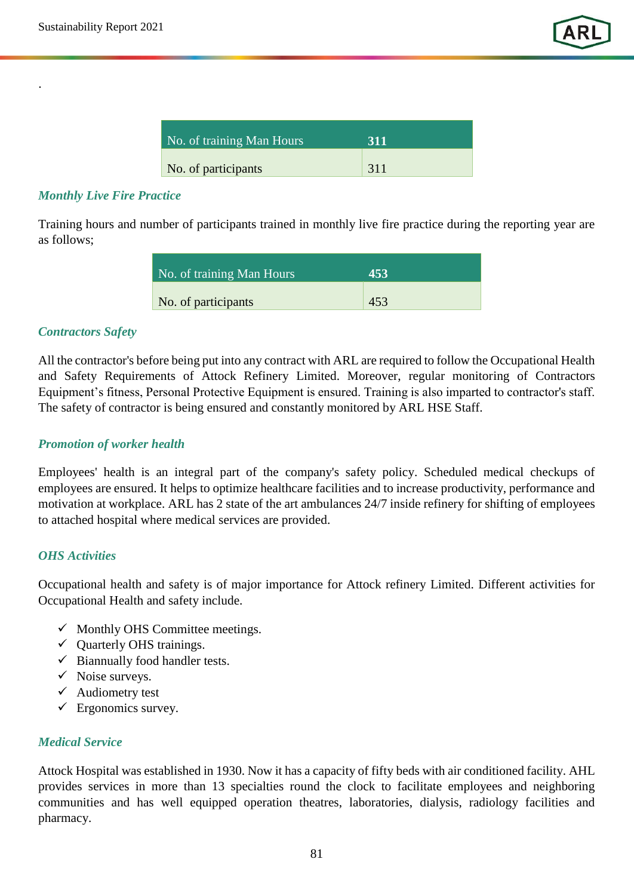.

| No. of training Man Hours | **311** |
|---|---|
| No. of participants | 311 |

### *Monthly Live Fire Practice*

Training hours and number of participants trained in monthly live fire practice during the reporting year are as follows;

| No. of training Man Hours | **453** |
|---|---|
| No. of participants | 453 |

### *Contractors Safety*

All the contractor's before being put into any contract with ARL are required to follow the Occupational Health and Safety Requirements of Attock Refinery Limited. Moreover, regular monitoring of Contractors Equipment's fitness, Personal Protective Equipment is ensured. Training is also imparted to contractor's staff. The safety of contractor is being ensured and constantly monitored by ARL HSE Staff.

### *Promotion of worker health*

Employees' health is an integral part of the company's safety policy. Scheduled medical checkups of employees are ensured. It helps to optimize healthcare facilities and to increase productivity, performance and motivation at workplace. ARL has 2 state of the art ambulances 24/7 inside refinery for shifting of employees to attached hospital where medical services are provided.

### *OHS Activities*

Occupational health and safety is of major importance for Attock refinery Limited. Different activities for Occupational Health and safety include.

- ✓ Monthly OHS Committee meetings.
- ✓ Quarterly OHS trainings.
- ✓ Biannually food handler tests.
- ✓ Noise surveys.
- ✓ Audiometry test
- ✓ Ergonomics survey.

### *Medical Service*

Attock Hospital was established in 1930. Now it has a capacity of fifty beds with air conditioned facility. AHL provides services in more than 13 specialties round the clock to facilitate employees and neighboring communities and has well equipped operation theatres, laboratories, dialysis, radiology facilities and pharmacy.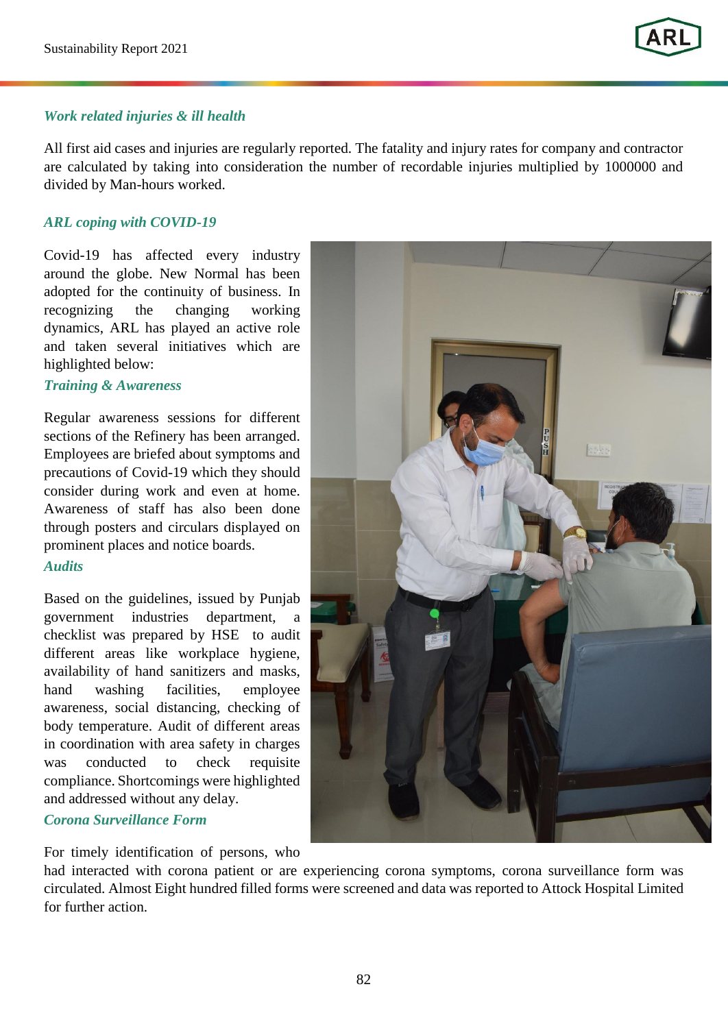### *Work related injuries & ill health*

All first aid cases and injuries are regularly reported. The fatality and injury rates for company and contractor are calculated by taking into consideration the number of recordable injuries multiplied by 1000000 and divided by Man-hours worked.

### *ARL coping with COVID-19*

Covid-19 has affected every industry around the globe. New Normal has been adopted for the continuity of business. In recognizing the changing working dynamics, ARL has played an active role and taken several initiatives which are highlighted below:

### *Training & Awareness*

Regular awareness sessions for different sections of the Refinery has been arranged. Employees are briefed about symptoms and precautions of Covid-19 which they should consider during work and even at home. Awareness of staff has also been done through posters and circulars displayed on prominent places and notice boards.

### *Audits*

Based on the guidelines, issued by Punjab government industries department, a checklist was prepared by HSE to audit different areas like workplace hygiene, availability of hand sanitizers and masks, hand washing facilities, employee awareness, social distancing, checking of body temperature. Audit of different areas in coordination with area safety in charges was conducted to check requisite compliance. Shortcomings were highlighted and addressed without any delay.

### *Corona Surveillance Form*

For timely identification of persons, who had interacted with corona patient or are experiencing corona symptoms, corona surveillance form was circulated. Almost Eight hundred filled forms were screened and data was reported to Attock Hospital Limited for further action.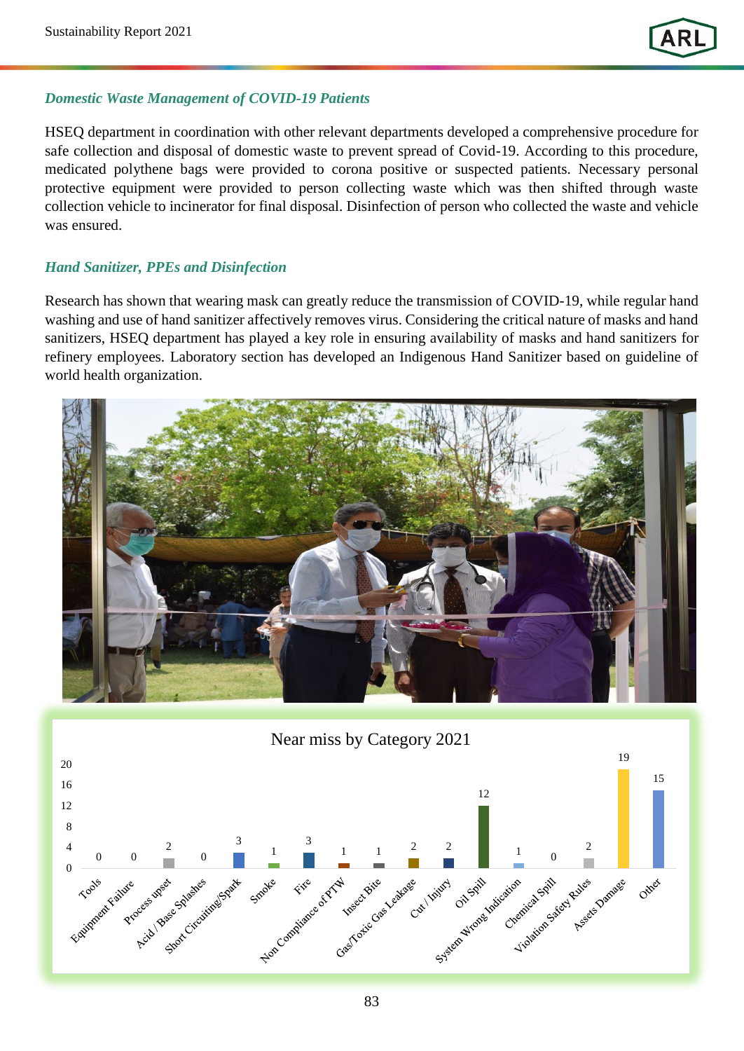### *Domestic Waste Management of COVID-19 Patients*

HSEQ department in coordination with other relevant departments developed a comprehensive procedure for safe collection and disposal of domestic waste to prevent spread of Covid-19. According to this procedure, medicated polythene bags were provided to corona positive or suspected patients. Necessary personal protective equipment were provided to person collecting waste which was then shifted through waste collection vehicle to incinerator for final disposal. Disinfection of person who collected the waste and vehicle was ensured.

### *Hand Sanitizer, PPEs and Disinfection*

Research has shown that wearing mask can greatly reduce the transmission of COVID-19, while regular hand washing and use of hand sanitizer affectively removes virus. Considering the critical nature of masks and hand sanitizers, HSEQ department has played a key role in ensuring availability of masks and hand sanitizers for refinery employees. Laboratory section has developed an Indigenous Hand Sanitizer based on guideline of world health organization.

**Near miss by Category 2021**

| Category | Count |
|---|---|
| Tools | 0 |
| Equipment Failure | 0 |
| Process upset | 2 |
| Acid / Base Splashes | 0 |
| Short Circuiting/Spark | 3 |
| Smoke | 1 |
| Fire | 3 |
| Non Compliance of PTW | 1 |
| Insect Bite | 1 |
| Gas/Toxic Gas Leakage | 2 |
| Cut / Injury | 2 |
| Oil Spill | 12 |
| System Wrong Indication | 1 |
| Chemical Spill | 0 |
| Violation Safety Rules | 2 |
| Assets Damage | 19 |
| Other | 15 |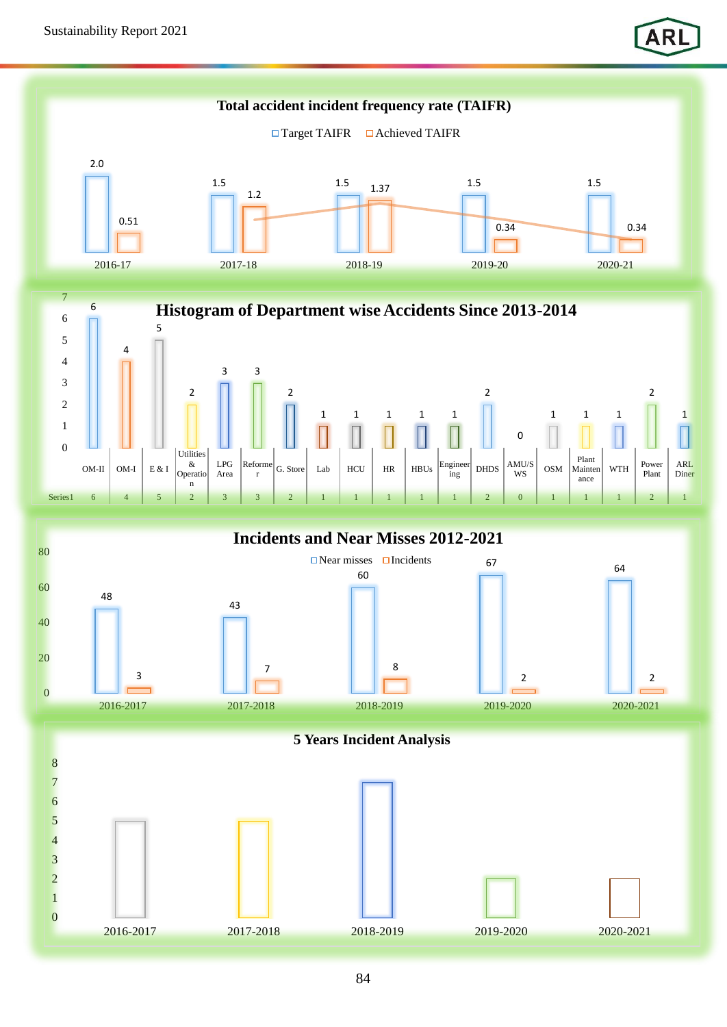## Total accident incident frequency rate (TAIFR)

Target TAIFR
Achieved TAIFR

2016-17: 2.0, 0.51
2017-18: 1.5, 1.2
2018-19: 1.5, 1.37
2019-20: 1.5, 0.34
2020-21: 1.5, 0.34

## Histogram of Department wise Accidents Since 2013-2014

7
6
5
4
3
2
1
0

OM-II: 6
OM-I: 4
E & I: 5
Utilities & Operation: 2
LPG Area: 3
Reformer: 3
G. Store: 2
Lab: 1
HCU: 1
HR: 1
HBUs: 1
Engineering: 1
DHDS: 2
AMU/SWS: 0
OSM: 1
Plant Maintenance: 1
WTH: 1
Power Plant: 2
ARL Diner: 1

Series1: 6, 4, 5, 2, 3, 3, 2, 1, 1, 1, 1, 1, 2, 0, 1, 1, 1, 2, 1

## Incidents and Near Misses 2012-2021

Near misses
Incidents

80
60
40
20
0

2016-2017: 48, 3
2017-2018: 43, 7
2018-2019: 60, 8
2019-2020: 67, 2
2020-2021: 64, 2

## 5 Years Incident Analysis

8
7
6
5
4
3
2
1
0

2016-2017
2017-2018
2018-2019
2019-2020
2020-2021